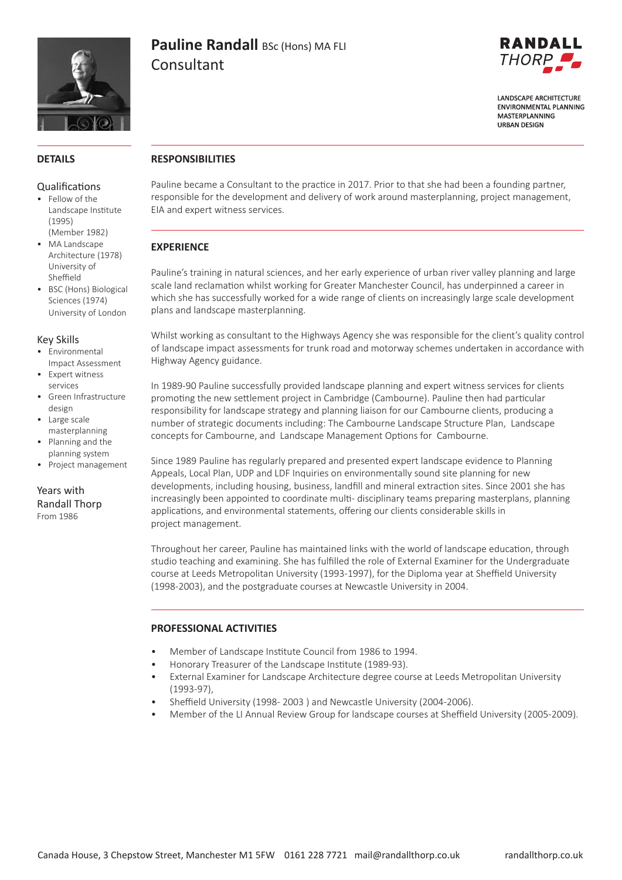# Pauline Randall BSc (Hons) MA FLI
Consultant

RANDALL THORP

LANDSCAPE ARCHITECTURE
ENVIRONMENTAL PLANNING
MASTERPLANNING
URBAN DESIGN

## DETAILS

### Qualifications

- Fellow of the Landscape Institute (1995) (Member 1982)
- MA Landscape Architecture (1978) University of Sheffield
- BSC (Hons) Biological Sciences (1974) University of London

### Key Skills

- Environmental Impact Assessment
- Expert witness services
- Green Infrastructure design
- Large scale masterplanning
- Planning and the planning system
- Project management

### Years with Randall Thorp

From 1986

## RESPONSIBILITIES

Pauline became a Consultant to the practice in 2017. Prior to that she had been a founding partner, responsible for the development and delivery of work around masterplanning, project management, EIA and expert witness services.

## EXPERIENCE

Pauline's training in natural sciences, and her early experience of urban river valley planning and large scale land reclamation whilst working for Greater Manchester Council, has underpinned a career in which she has successfully worked for a wide range of clients on increasingly large scale development plans and landscape masterplanning.

Whilst working as consultant to the Highways Agency she was responsible for the client's quality control of landscape impact assessments for trunk road and motorway schemes undertaken in accordance with Highway Agency guidance.

In 1989-90 Pauline successfully provided landscape planning and expert witness services for clients promoting the new settlement project in Cambridge (Cambourne). Pauline then had particular responsibility for landscape strategy and planning liaison for our Cambourne clients, producing a number of strategic documents including: The Cambourne Landscape Structure Plan, Landscape concepts for Cambourne, and Landscape Management Options for Cambourne.

Since 1989 Pauline has regularly prepared and presented expert landscape evidence to Planning Appeals, Local Plan, UDP and LDF Inquiries on environmentally sound site planning for new developments, including housing, business, landfill and mineral extraction sites. Since 2001 she has increasingly been appointed to coordinate multi- disciplinary teams preparing masterplans, planning applications, and environmental statements, offering our clients considerable skills in project management.

Throughout her career, Pauline has maintained links with the world of landscape education, through studio teaching and examining. She has fulfilled the role of External Examiner for the Undergraduate course at Leeds Metropolitan University (1993-1997), for the Diploma year at Sheffield University (1998-2003), and the postgraduate courses at Newcastle University in 2004.

## PROFESSIONAL ACTIVITIES

- Member of Landscape Institute Council from 1986 to 1994.
- Honorary Treasurer of the Landscape Institute (1989-93).
- External Examiner for Landscape Architecture degree course at Leeds Metropolitan University (1993-97),
- Sheffield University (1998- 2003 ) and Newcastle University (2004-2006).
- Member of the LI Annual Review Group for landscape courses at Sheffield University (2005-2009).

Canada House, 3 Chepstow Street, Manchester M1 5FW 0161 228 7721 mail@randallthorp.co.uk randallthorp.co.uk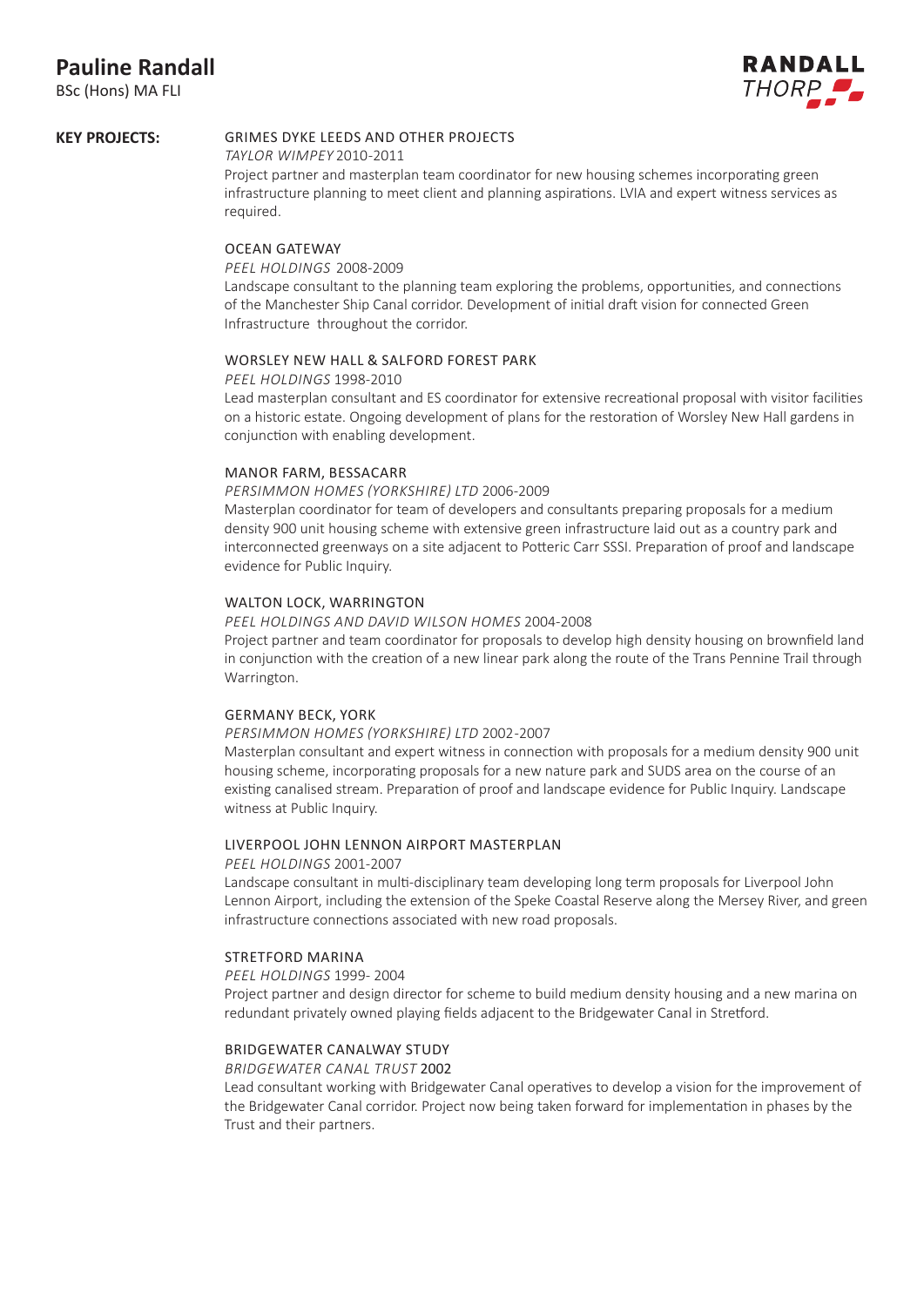# Pauline Randall

BSc (Hons) MA FLI

**KEY PROJECTS:**

GRIMES DYKE LEEDS AND OTHER PROJECTS

*TAYLOR WIMPEY* 2010-2011

Project partner and masterplan team coordinator for new housing schemes incorporating green infrastructure planning to meet client and planning aspirations. LVIA and expert witness services as required.

OCEAN GATEWAY

*PEEL HOLDINGS* 2008-2009

Landscape consultant to the planning team exploring the problems, opportunities, and connections of the Manchester Ship Canal corridor. Development of initial draft vision for connected Green Infrastructure throughout the corridor.

WORSLEY NEW HALL & SALFORD FOREST PARK

*PEEL HOLDINGS* 1998-2010

Lead masterplan consultant and ES coordinator for extensive recreational proposal with visitor facilities on a historic estate. Ongoing development of plans for the restoration of Worsley New Hall gardens in conjunction with enabling development.

MANOR FARM, BESSACARR

*PERSIMMON HOMES (YORKSHIRE) LTD* 2006-2009

Masterplan coordinator for team of developers and consultants preparing proposals for a medium density 900 unit housing scheme with extensive green infrastructure laid out as a country park and interconnected greenways on a site adjacent to Potteric Carr SSSI. Preparation of proof and landscape evidence for Public Inquiry.

WALTON LOCK, WARRINGTON

*PEEL HOLDINGS AND DAVID WILSON HOMES* 2004-2008

Project partner and team coordinator for proposals to develop high density housing on brownfield land in conjunction with the creation of a new linear park along the route of the Trans Pennine Trail through Warrington.

GERMANY BECK, YORK

*PERSIMMON HOMES (YORKSHIRE) LTD* 2002-2007

Masterplan consultant and expert witness in connection with proposals for a medium density 900 unit housing scheme, incorporating proposals for a new nature park and SUDS area on the course of an existing canalised stream. Preparation of proof and landscape evidence for Public Inquiry. Landscape witness at Public Inquiry.

LIVERPOOL JOHN LENNON AIRPORT MASTERPLAN

*PEEL HOLDINGS* 2001-2007

Landscape consultant in multi-disciplinary team developing long term proposals for Liverpool John Lennon Airport, including the extension of the Speke Coastal Reserve along the Mersey River, and green infrastructure connections associated with new road proposals.

STRETFORD MARINA

*PEEL HOLDINGS* 1999- 2004

Project partner and design director for scheme to build medium density housing and a new marina on redundant privately owned playing fields adjacent to the Bridgewater Canal in Stretford.

BRIDGEWATER CANALWAY STUDY

*BRIDGEWATER CANAL TRUST* 2002

Lead consultant working with Bridgewater Canal operatives to develop a vision for the improvement of the Bridgewater Canal corridor. Project now being taken forward for implementation in phases by the Trust and their partners.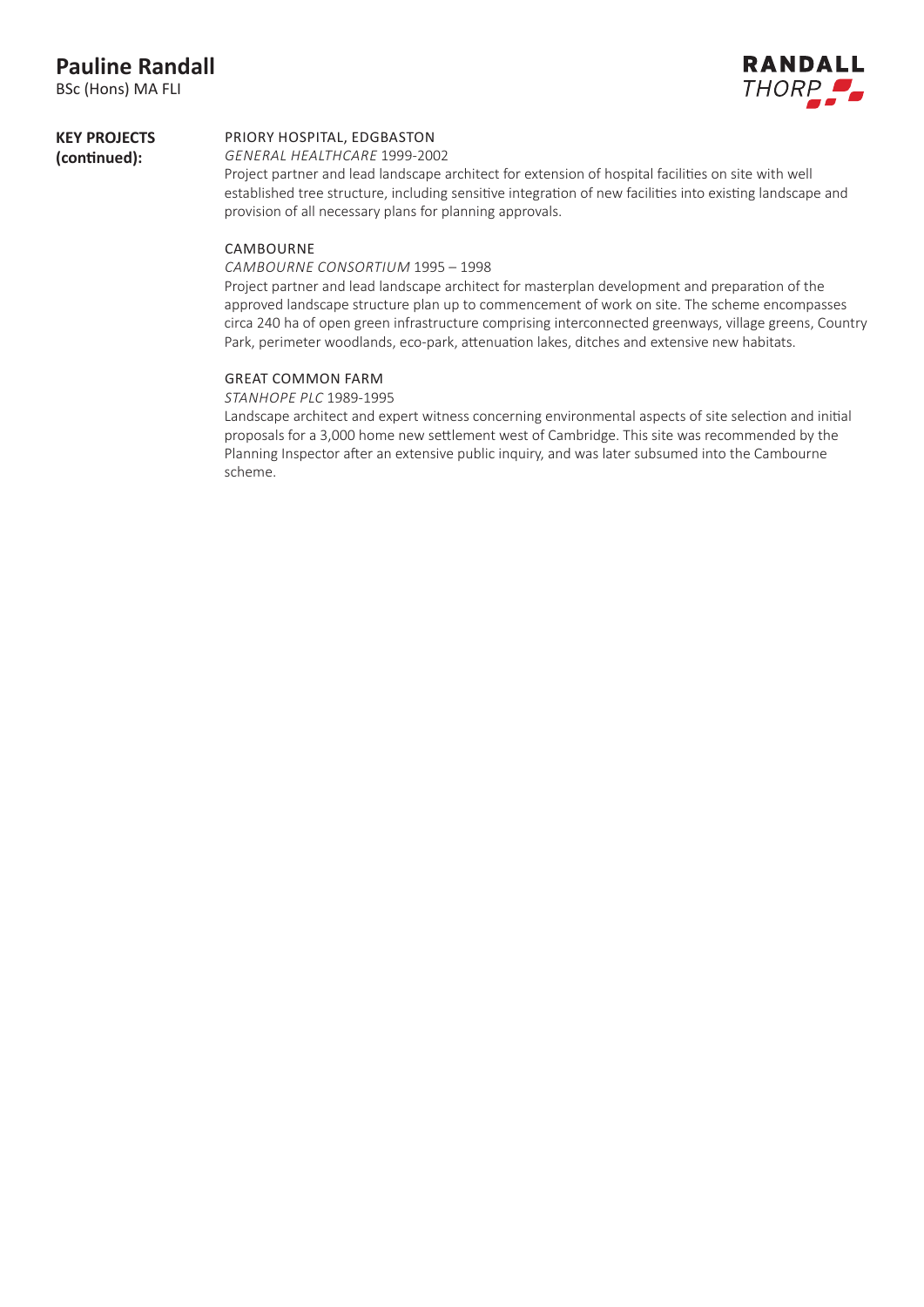# Pauline Randall

BSc (Hons) MA FLI

**KEY PROJECTS (continued):**

PRIORY HOSPITAL, EDGBASTON

*GENERAL HEALTHCARE* 1999-2002

Project partner and lead landscape architect for extension of hospital facilities on site with well established tree structure, including sensitive integration of new facilities into existing landscape and provision of all necessary plans for planning approvals.

CAMBOURNE

*CAMBOURNE CONSORTIUM* 1995 – 1998

Project partner and lead landscape architect for masterplan development and preparation of the approved landscape structure plan up to commencement of work on site. The scheme encompasses circa 240 ha of open green infrastructure comprising interconnected greenways, village greens, Country Park, perimeter woodlands, eco-park, attenuation lakes, ditches and extensive new habitats.

GREAT COMMON FARM

*STANHOPE PLC* 1989-1995

Landscape architect and expert witness concerning environmental aspects of site selection and initial proposals for a 3,000 home new settlement west of Cambridge. This site was recommended by the Planning Inspector after an extensive public inquiry, and was later subsumed into the Cambourne scheme.